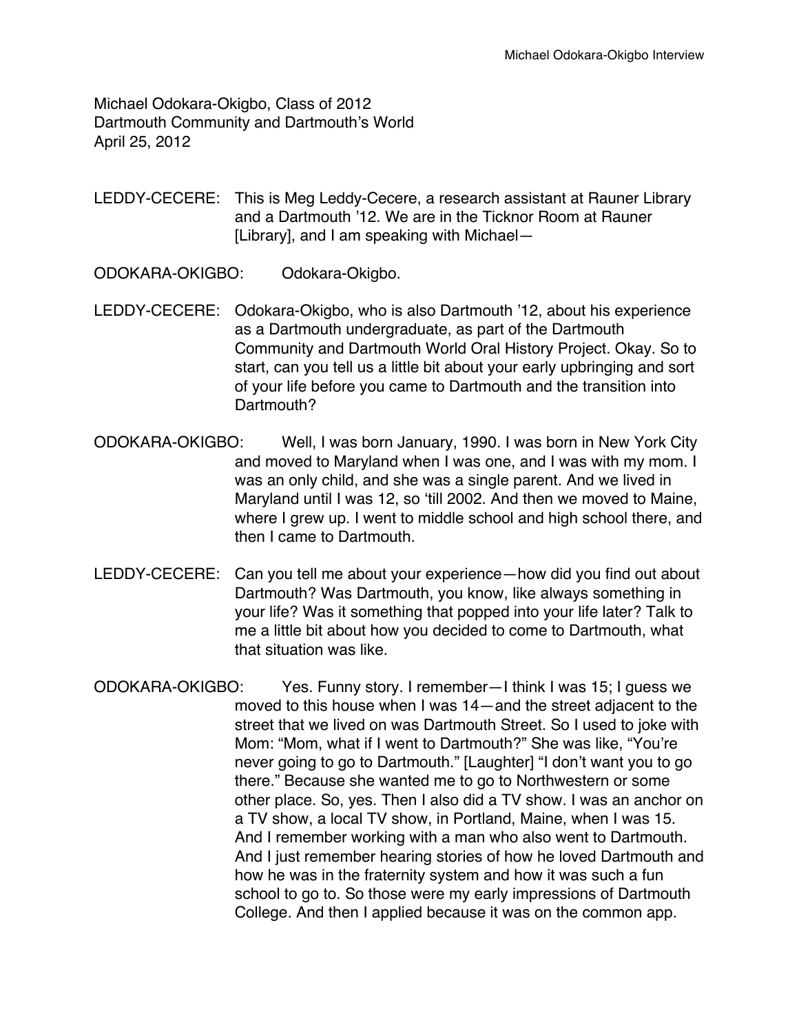Michael Odokara-Okigbo, Class of 2012
Dartmouth Community and Dartmouth's World
April 25, 2012

LEDDY-CECERE: This is Meg Leddy-Cecere, a research assistant at Rauner Library and a Dartmouth '12. We are in the Ticknor Room at Rauner [Library], and I am speaking with Michael—

ODOKARA-OKIGBO: Odokara-Okigbo.

LEDDY-CECERE: Odokara-Okigbo, who is also Dartmouth '12, about his experience as a Dartmouth undergraduate, as part of the Dartmouth Community and Dartmouth World Oral History Project. Okay. So to start, can you tell us a little bit about your early upbringing and sort of your life before you came to Dartmouth and the transition into Dartmouth?

ODOKARA-OKIGBO: Well, I was born January, 1990. I was born in New York City and moved to Maryland when I was one, and I was with my mom. I was an only child, and she was a single parent. And we lived in Maryland until I was 12, so 'till 2002. And then we moved to Maine, where I grew up. I went to middle school and high school there, and then I came to Dartmouth.

LEDDY-CECERE: Can you tell me about your experience—how did you find out about Dartmouth? Was Dartmouth, you know, like always something in your life? Was it something that popped into your life later? Talk to me a little bit about how you decided to come to Dartmouth, what that situation was like.

ODOKARA-OKIGBO: Yes. Funny story. I remember—I think I was 15; I guess we moved to this house when I was 14—and the street adjacent to the street that we lived on was Dartmouth Street. So I used to joke with Mom: "Mom, what if I went to Dartmouth?" She was like, "You're never going to go to Dartmouth." [Laughter] "I don't want you to go there." Because she wanted me to go to Northwestern or some other place. So, yes. Then I also did a TV show. I was an anchor on a TV show, a local TV show, in Portland, Maine, when I was 15. And I remember working with a man who also went to Dartmouth. And I just remember hearing stories of how he loved Dartmouth and how he was in the fraternity system and how it was such a fun school to go to. So those were my early impressions of Dartmouth College. And then I applied because it was on the common app.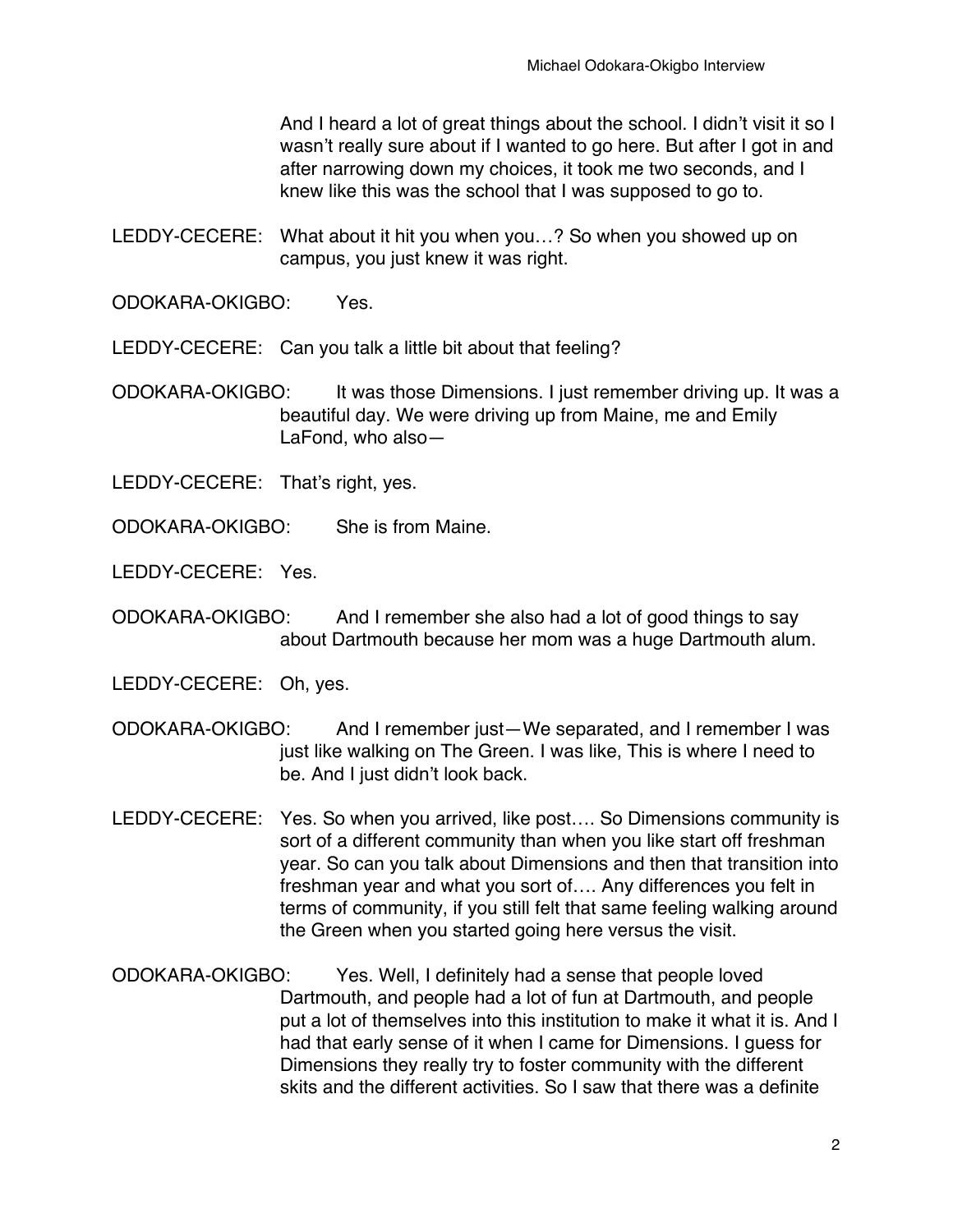And I heard a lot of great things about the school. I didn't visit it so I wasn't really sure about if I wanted to go here. But after I got in and after narrowing down my choices, it took me two seconds, and I knew like this was the school that I was supposed to go to.

LEDDY-CECERE: What about it hit you when you…? So when you showed up on campus, you just knew it was right.

ODOKARA-OKIGBO: Yes.

LEDDY-CECERE: Can you talk a little bit about that feeling?

ODOKARA-OKIGBO: It was those Dimensions. I just remember driving up. It was a beautiful day. We were driving up from Maine, me and Emily LaFond, who also—

LEDDY-CECERE: That's right, yes.

ODOKARA-OKIGBO: She is from Maine.

LEDDY-CECERE: Yes.

ODOKARA-OKIGBO: And I remember she also had a lot of good things to say about Dartmouth because her mom was a huge Dartmouth alum.

LEDDY-CECERE: Oh, yes.

ODOKARA-OKIGBO: And I remember just—We separated, and I remember I was just like walking on The Green. I was like, This is where I need to be. And I just didn't look back.

LEDDY-CECERE: Yes. So when you arrived, like post…. So Dimensions community is sort of a different community than when you like start off freshman year. So can you talk about Dimensions and then that transition into freshman year and what you sort of…. Any differences you felt in terms of community, if you still felt that same feeling walking around the Green when you started going here versus the visit.

ODOKARA-OKIGBO: Yes. Well, I definitely had a sense that people loved Dartmouth, and people had a lot of fun at Dartmouth, and people put a lot of themselves into this institution to make it what it is. And I had that early sense of it when I came for Dimensions. I guess for Dimensions they really try to foster community with the different skits and the different activities. So I saw that there was a definite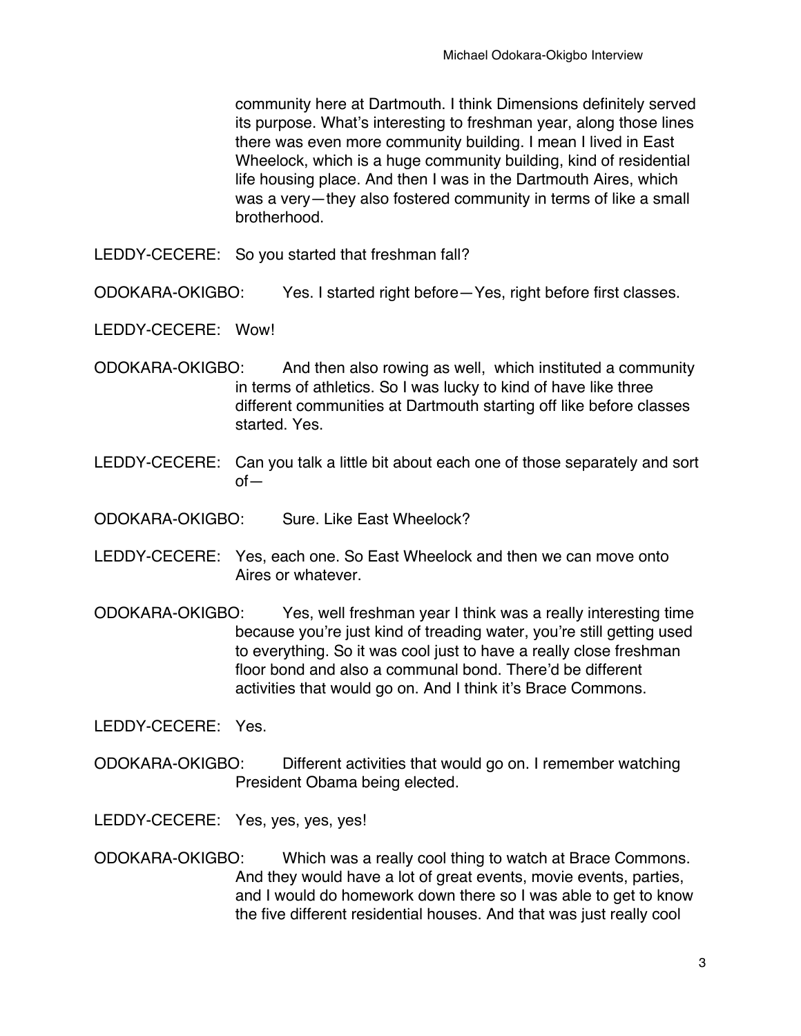community here at Dartmouth. I think Dimensions definitely served its purpose. What's interesting to freshman year, along those lines there was even more community building. I mean I lived in East Wheelock, which is a huge community building, kind of residential life housing place. And then I was in the Dartmouth Aires, which was a very—they also fostered community in terms of like a small brotherhood.

LEDDY-CECERE: So you started that freshman fall?

ODOKARA-OKIGBO: Yes. I started right before—Yes, right before first classes.

LEDDY-CECERE: Wow!

ODOKARA-OKIGBO: And then also rowing as well, which instituted a community in terms of athletics. So I was lucky to kind of have like three different communities at Dartmouth starting off like before classes started. Yes.

LEDDY-CECERE: Can you talk a little bit about each one of those separately and sort of—

ODOKARA-OKIGBO: Sure. Like East Wheelock?

LEDDY-CECERE: Yes, each one. So East Wheelock and then we can move onto Aires or whatever.

ODOKARA-OKIGBO: Yes, well freshman year I think was a really interesting time because you're just kind of treading water, you're still getting used to everything. So it was cool just to have a really close freshman floor bond and also a communal bond. There'd be different activities that would go on. And I think it's Brace Commons.

LEDDY-CECERE: Yes.

ODOKARA-OKIGBO: Different activities that would go on. I remember watching President Obama being elected.

LEDDY-CECERE: Yes, yes, yes, yes!

ODOKARA-OKIGBO: Which was a really cool thing to watch at Brace Commons. And they would have a lot of great events, movie events, parties, and I would do homework down there so I was able to get to know the five different residential houses. And that was just really cool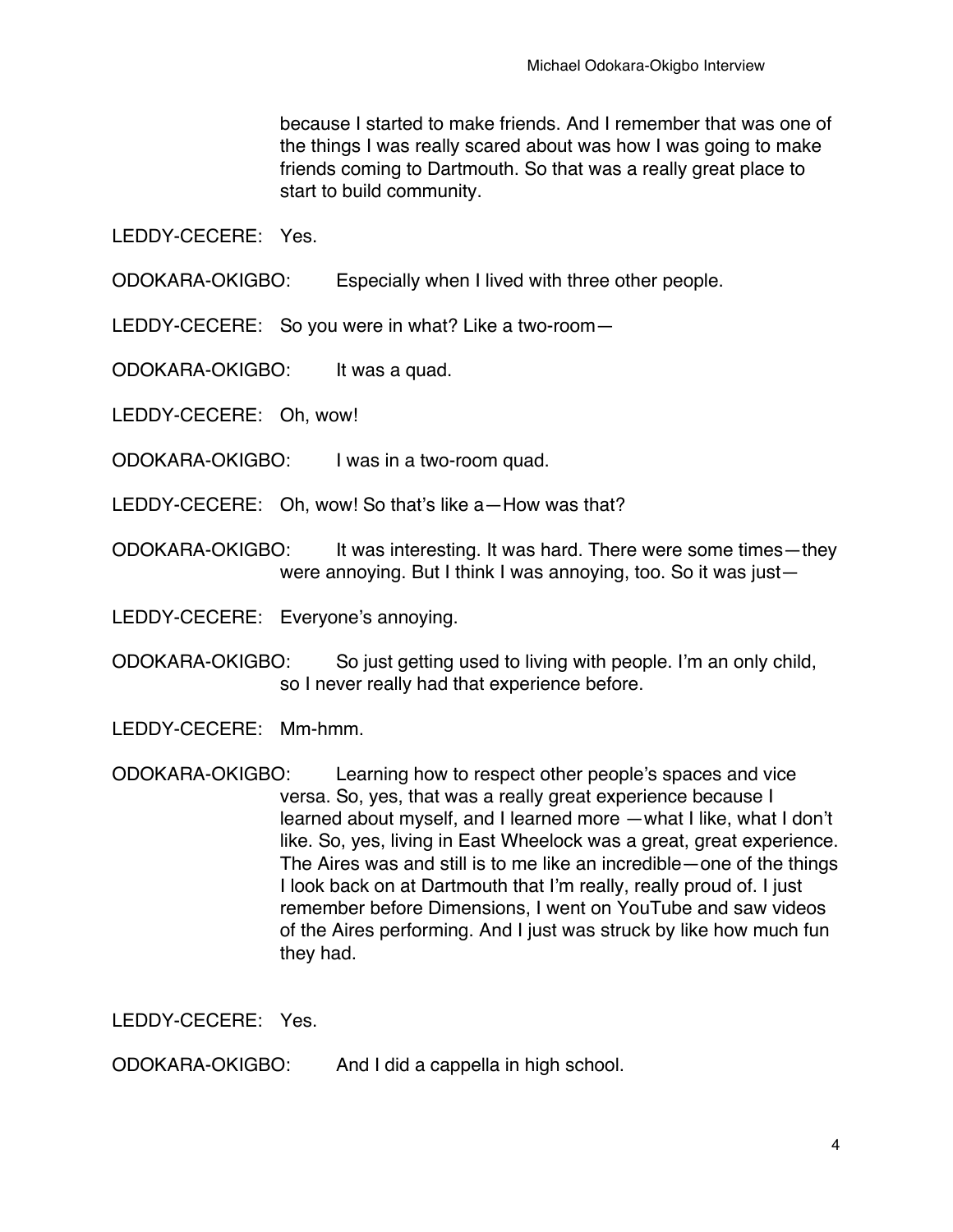because I started to make friends. And I remember that was one of the things I was really scared about was how I was going to make friends coming to Dartmouth. So that was a really great place to start to build community.

LEDDY-CECERE: Yes.

ODOKARA-OKIGBO: Especially when I lived with three other people.

LEDDY-CECERE: So you were in what? Like a two-room—

ODOKARA-OKIGBO: It was a quad.

LEDDY-CECERE: Oh, wow!

ODOKARA-OKIGBO: I was in a two-room quad.

LEDDY-CECERE: Oh, wow! So that's like a—How was that?

ODOKARA-OKIGBO: It was interesting. It was hard. There were some times—they were annoying. But I think I was annoying, too. So it was just—

LEDDY-CECERE: Everyone's annoying.

ODOKARA-OKIGBO: So just getting used to living with people. I'm an only child, so I never really had that experience before.

LEDDY-CECERE: Mm-hmm.

ODOKARA-OKIGBO: Learning how to respect other people's spaces and vice versa. So, yes, that was a really great experience because I learned about myself, and I learned more —what I like, what I don't like. So, yes, living in East Wheelock was a great, great experience. The Aires was and still is to me like an incredible—one of the things I look back on at Dartmouth that I'm really, really proud of. I just remember before Dimensions, I went on YouTube and saw videos of the Aires performing. And I just was struck by like how much fun they had.

LEDDY-CECERE: Yes.

ODOKARA-OKIGBO: And I did a cappella in high school.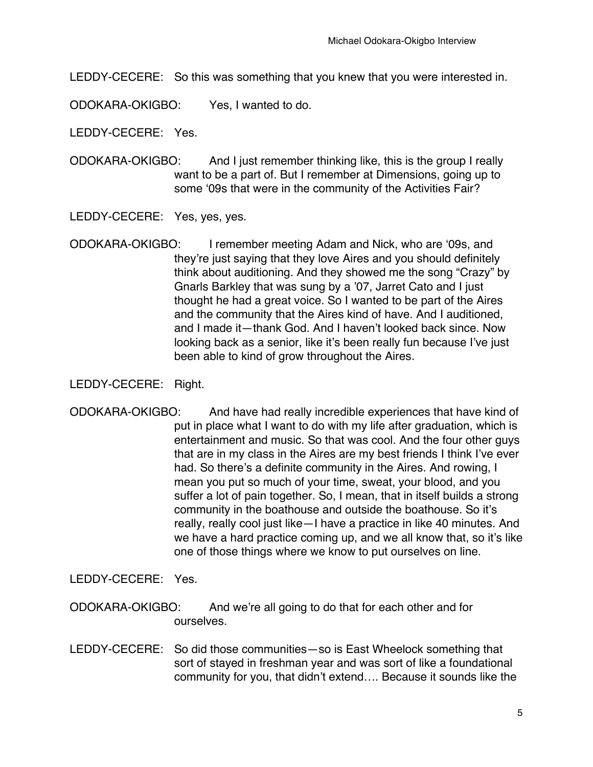LEDDY-CECERE: So this was something that you knew that you were interested in.

ODOKARA-OKIGBO: Yes, I wanted to do.

LEDDY-CECERE: Yes.

ODOKARA-OKIGBO: And I just remember thinking like, this is the group I really want to be a part of. But I remember at Dimensions, going up to some '09s that were in the community of the Activities Fair?

LEDDY-CECERE: Yes, yes, yes.

ODOKARA-OKIGBO: I remember meeting Adam and Nick, who are '09s, and they're just saying that they love Aires and you should definitely think about auditioning. And they showed me the song "Crazy" by Gnarls Barkley that was sung by a '07, Jarret Cato and I just thought he had a great voice. So I wanted to be part of the Aires and the community that the Aires kind of have. And I auditioned, and I made it—thank God. And I haven't looked back since. Now looking back as a senior, like it's been really fun because I've just been able to kind of grow throughout the Aires.

LEDDY-CECERE: Right.

ODOKARA-OKIGBO: And have had really incredible experiences that have kind of put in place what I want to do with my life after graduation, which is entertainment and music. So that was cool. And the four other guys that are in my class in the Aires are my best friends I think I've ever had. So there's a definite community in the Aires. And rowing, I mean you put so much of your time, sweat, your blood, and you suffer a lot of pain together. So, I mean, that in itself builds a strong community in the boathouse and outside the boathouse. So it's really, really cool just like—I have a practice in like 40 minutes. And we have a hard practice coming up, and we all know that, so it's like one of those things where we know to put ourselves on line.

LEDDY-CECERE: Yes.

ODOKARA-OKIGBO: And we're all going to do that for each other and for ourselves.

LEDDY-CECERE: So did those communities—so is East Wheelock something that sort of stayed in freshman year and was sort of like a foundational community for you, that didn't extend…. Because it sounds like the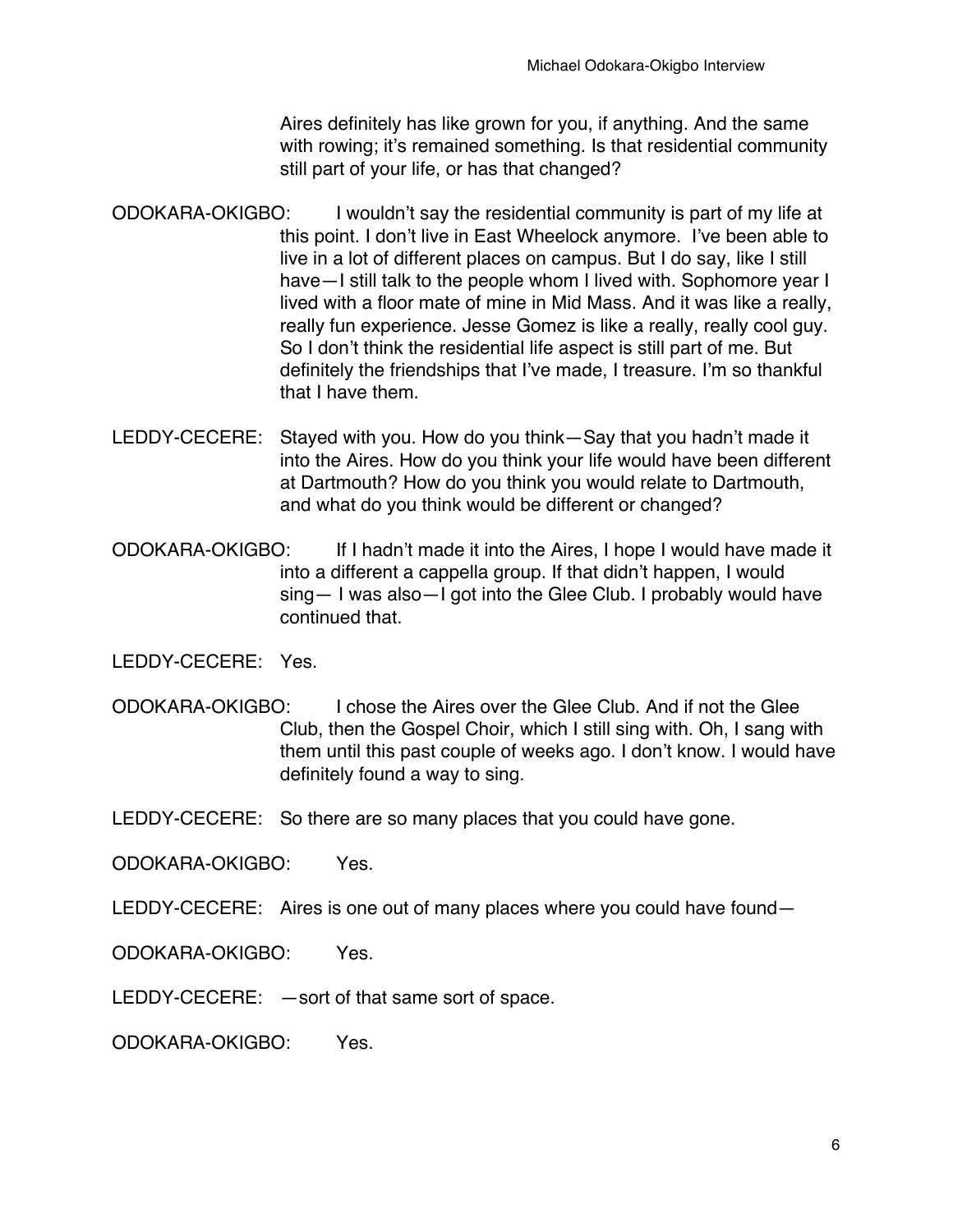Aires definitely has like grown for you, if anything. And the same with rowing; it's remained something. Is that residential community still part of your life, or has that changed?

ODOKARA-OKIGBO: I wouldn't say the residential community is part of my life at this point. I don't live in East Wheelock anymore. I've been able to live in a lot of different places on campus. But I do say, like I still have—I still talk to the people whom I lived with. Sophomore year I lived with a floor mate of mine in Mid Mass. And it was like a really, really fun experience. Jesse Gomez is like a really, really cool guy. So I don't think the residential life aspect is still part of me. But definitely the friendships that I've made, I treasure. I'm so thankful that I have them.

LEDDY-CECERE: Stayed with you. How do you think—Say that you hadn't made it into the Aires. How do you think your life would have been different at Dartmouth? How do you think you would relate to Dartmouth, and what do you think would be different or changed?

ODOKARA-OKIGBO: If I hadn't made it into the Aires, I hope I would have made it into a different a cappella group. If that didn't happen, I would sing— I was also—I got into the Glee Club. I probably would have continued that.

LEDDY-CECERE: Yes.

ODOKARA-OKIGBO: I chose the Aires over the Glee Club. And if not the Glee Club, then the Gospel Choir, which I still sing with. Oh, I sang with them until this past couple of weeks ago. I don't know. I would have definitely found a way to sing.

LEDDY-CECERE: So there are so many places that you could have gone.

ODOKARA-OKIGBO: Yes.

LEDDY-CECERE: Aires is one out of many places where you could have found—

ODOKARA-OKIGBO: Yes.

LEDDY-CECERE: —sort of that same sort of space.

ODOKARA-OKIGBO: Yes.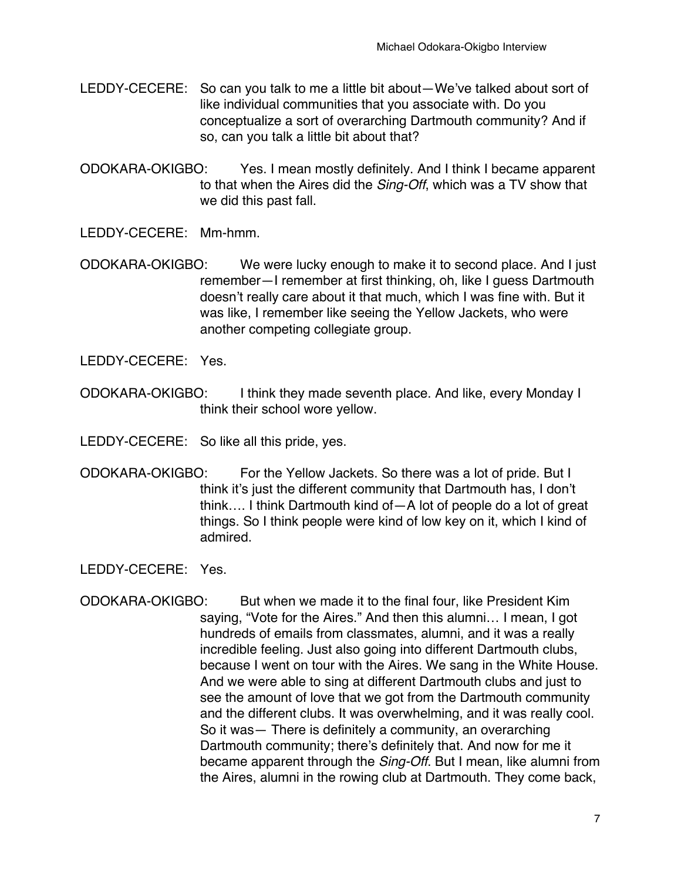LEDDY-CECERE: So can you talk to me a little bit about—We've talked about sort of like individual communities that you associate with. Do you conceptualize a sort of overarching Dartmouth community? And if so, can you talk a little bit about that?

ODOKARA-OKIGBO: Yes. I mean mostly definitely. And I think I became apparent to that when the Aires did the *Sing-Off*, which was a TV show that we did this past fall.

LEDDY-CECERE: Mm-hmm.

ODOKARA-OKIGBO: We were lucky enough to make it to second place. And I just remember—I remember at first thinking, oh, like I guess Dartmouth doesn't really care about it that much, which I was fine with. But it was like, I remember like seeing the Yellow Jackets, who were another competing collegiate group.

LEDDY-CECERE: Yes.

ODOKARA-OKIGBO: I think they made seventh place. And like, every Monday I think their school wore yellow.

LEDDY-CECERE: So like all this pride, yes.

ODOKARA-OKIGBO: For the Yellow Jackets. So there was a lot of pride. But I think it's just the different community that Dartmouth has, I don't think…. I think Dartmouth kind of—A lot of people do a lot of great things. So I think people were kind of low key on it, which I kind of admired.

LEDDY-CECERE: Yes.

ODOKARA-OKIGBO: But when we made it to the final four, like President Kim saying, "Vote for the Aires." And then this alumni… I mean, I got hundreds of emails from classmates, alumni, and it was a really incredible feeling. Just also going into different Dartmouth clubs, because I went on tour with the Aires. We sang in the White House. And we were able to sing at different Dartmouth clubs and just to see the amount of love that we got from the Dartmouth community and the different clubs. It was overwhelming, and it was really cool. So it was— There is definitely a community, an overarching Dartmouth community; there's definitely that. And now for me it became apparent through the *Sing-Off*. But I mean, like alumni from the Aires, alumni in the rowing club at Dartmouth. They come back,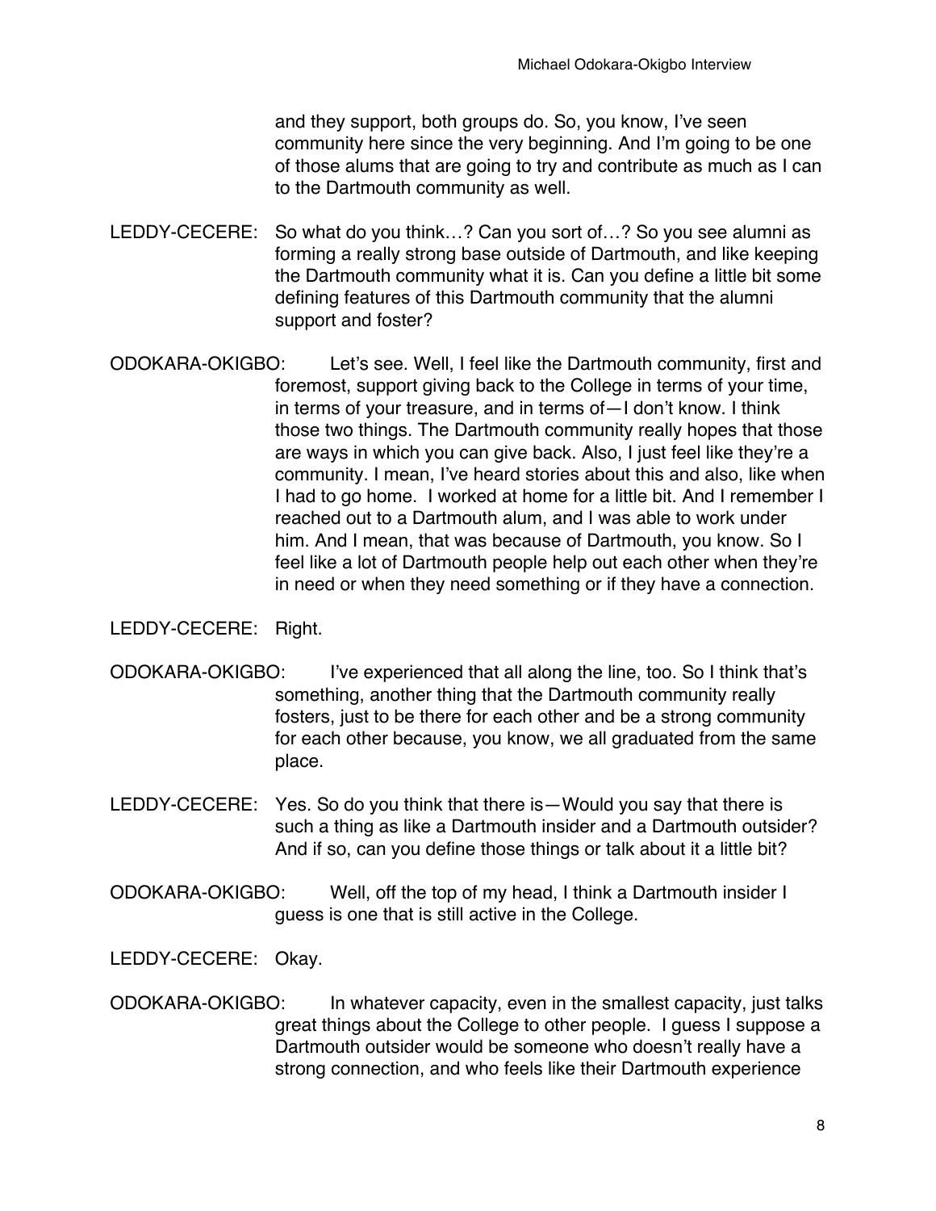and they support, both groups do. So, you know, I've seen community here since the very beginning. And I'm going to be one of those alums that are going to try and contribute as much as I can to the Dartmouth community as well.

LEDDY-CECERE: So what do you think…? Can you sort of…? So you see alumni as forming a really strong base outside of Dartmouth, and like keeping the Dartmouth community what it is. Can you define a little bit some defining features of this Dartmouth community that the alumni support and foster?

ODOKARA-OKIGBO: Let's see. Well, I feel like the Dartmouth community, first and foremost, support giving back to the College in terms of your time, in terms of your treasure, and in terms of—I don't know. I think those two things. The Dartmouth community really hopes that those are ways in which you can give back. Also, I just feel like they're a community. I mean, I've heard stories about this and also, like when I had to go home. I worked at home for a little bit. And I remember I reached out to a Dartmouth alum, and I was able to work under him. And I mean, that was because of Dartmouth, you know. So I feel like a lot of Dartmouth people help out each other when they're in need or when they need something or if they have a connection.

LEDDY-CECERE: Right.

ODOKARA-OKIGBO: I've experienced that all along the line, too. So I think that's something, another thing that the Dartmouth community really fosters, just to be there for each other and be a strong community for each other because, you know, we all graduated from the same place.

LEDDY-CECERE: Yes. So do you think that there is—Would you say that there is such a thing as like a Dartmouth insider and a Dartmouth outsider? And if so, can you define those things or talk about it a little bit?

ODOKARA-OKIGBO: Well, off the top of my head, I think a Dartmouth insider I guess is one that is still active in the College.

LEDDY-CECERE: Okay.

ODOKARA-OKIGBO: In whatever capacity, even in the smallest capacity, just talks great things about the College to other people. I guess I suppose a Dartmouth outsider would be someone who doesn't really have a strong connection, and who feels like their Dartmouth experience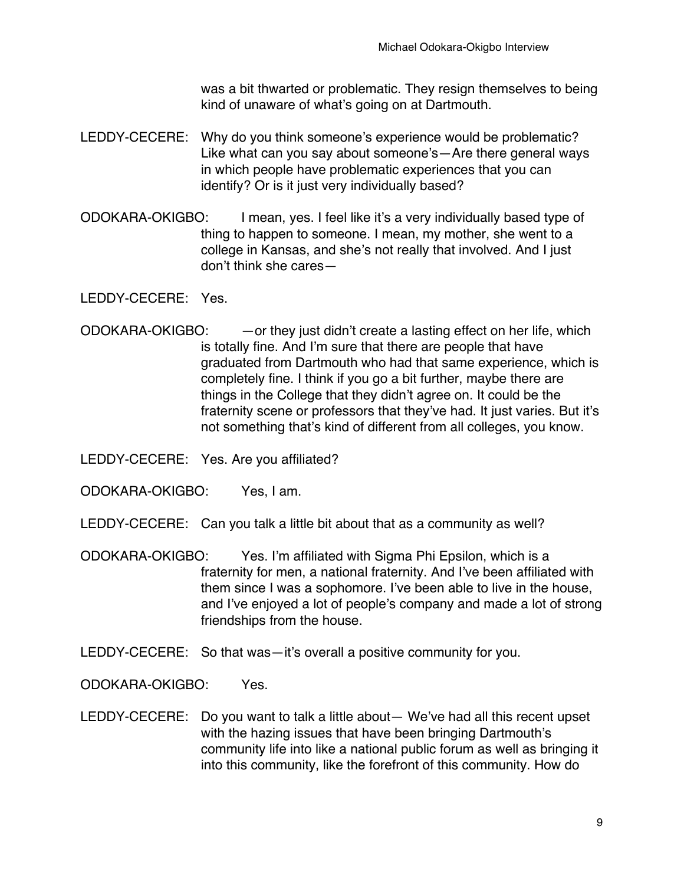was a bit thwarted or problematic. They resign themselves to being kind of unaware of what's going on at Dartmouth.

LEDDY-CECERE: Why do you think someone's experience would be problematic? Like what can you say about someone's—Are there general ways in which people have problematic experiences that you can identify? Or is it just very individually based?

ODOKARA-OKIGBO: I mean, yes. I feel like it's a very individually based type of thing to happen to someone. I mean, my mother, she went to a college in Kansas, and she's not really that involved. And I just don't think she cares—

LEDDY-CECERE: Yes.

ODOKARA-OKIGBO: —or they just didn't create a lasting effect on her life, which is totally fine. And I'm sure that there are people that have graduated from Dartmouth who had that same experience, which is completely fine. I think if you go a bit further, maybe there are things in the College that they didn't agree on. It could be the fraternity scene or professors that they've had. It just varies. But it's not something that's kind of different from all colleges, you know.

LEDDY-CECERE: Yes. Are you affiliated?

ODOKARA-OKIGBO: Yes, I am.

LEDDY-CECERE: Can you talk a little bit about that as a community as well?

ODOKARA-OKIGBO: Yes. I'm affiliated with Sigma Phi Epsilon, which is a fraternity for men, a national fraternity. And I've been affiliated with them since I was a sophomore. I've been able to live in the house, and I've enjoyed a lot of people's company and made a lot of strong friendships from the house.

LEDDY-CECERE: So that was—it's overall a positive community for you.

ODOKARA-OKIGBO: Yes.

LEDDY-CECERE: Do you want to talk a little about— We've had all this recent upset with the hazing issues that have been bringing Dartmouth's community life into like a national public forum as well as bringing it into this community, like the forefront of this community. How do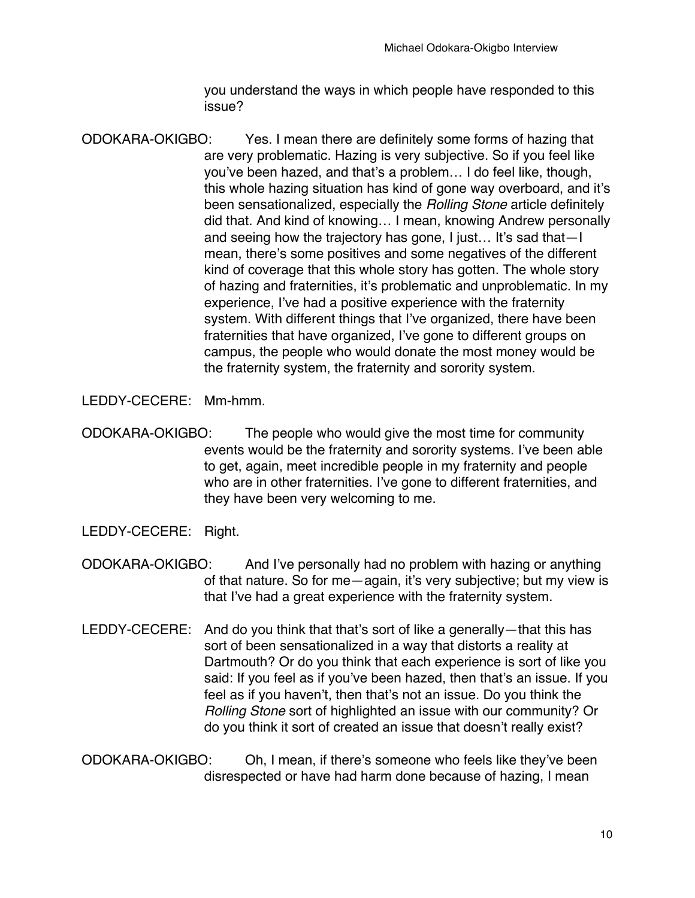you understand the ways in which people have responded to this issue?

ODOKARA-OKIGBO: Yes. I mean there are definitely some forms of hazing that are very problematic. Hazing is very subjective. So if you feel like you've been hazed, and that's a problem… I do feel like, though, this whole hazing situation has kind of gone way overboard, and it's been sensationalized, especially the *Rolling Stone* article definitely did that. And kind of knowing… I mean, knowing Andrew personally and seeing how the trajectory has gone, I just… It's sad that—I mean, there's some positives and some negatives of the different kind of coverage that this whole story has gotten. The whole story of hazing and fraternities, it's problematic and unproblematic. In my experience, I've had a positive experience with the fraternity system. With different things that I've organized, there have been fraternities that have organized, I've gone to different groups on campus, the people who would donate the most money would be the fraternity system, the fraternity and sorority system.

LEDDY-CECERE: Mm-hmm.

ODOKARA-OKIGBO: The people who would give the most time for community events would be the fraternity and sorority systems. I've been able to get, again, meet incredible people in my fraternity and people who are in other fraternities. I've gone to different fraternities, and they have been very welcoming to me.

LEDDY-CECERE: Right.

ODOKARA-OKIGBO: And I've personally had no problem with hazing or anything of that nature. So for me—again, it's very subjective; but my view is that I've had a great experience with the fraternity system.

LEDDY-CECERE: And do you think that that's sort of like a generally—that this has sort of been sensationalized in a way that distorts a reality at Dartmouth? Or do you think that each experience is sort of like you said: If you feel as if you've been hazed, then that's an issue. If you feel as if you haven't, then that's not an issue. Do you think the *Rolling Stone* sort of highlighted an issue with our community? Or do you think it sort of created an issue that doesn't really exist?

ODOKARA-OKIGBO: Oh, I mean, if there's someone who feels like they've been disrespected or have had harm done because of hazing, I mean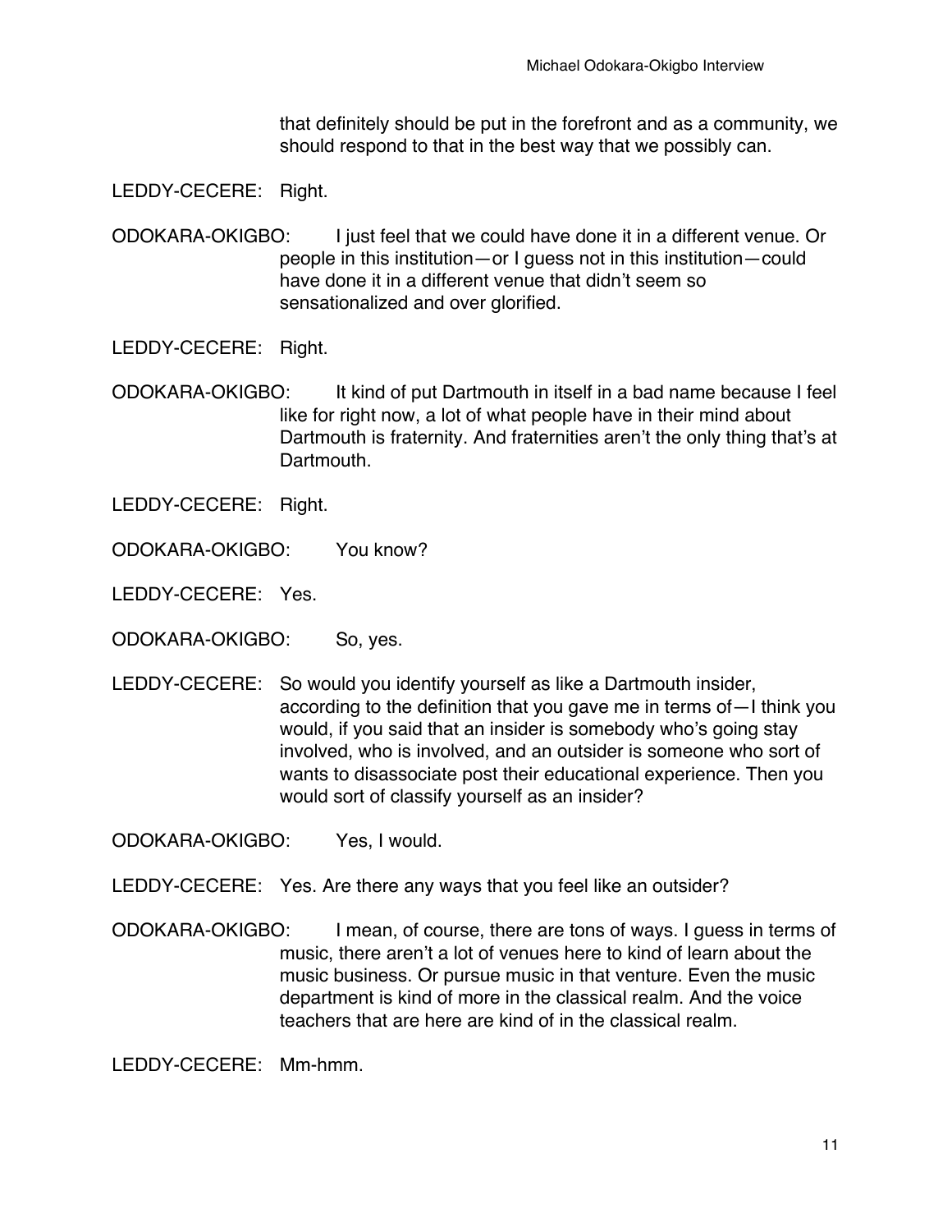that definitely should be put in the forefront and as a community, we should respond to that in the best way that we possibly can.

LEDDY-CECERE: Right.

ODOKARA-OKIGBO: I just feel that we could have done it in a different venue. Or people in this institution—or I guess not in this institution—could have done it in a different venue that didn't seem so sensationalized and over glorified.

LEDDY-CECERE: Right.

ODOKARA-OKIGBO: It kind of put Dartmouth in itself in a bad name because I feel like for right now, a lot of what people have in their mind about Dartmouth is fraternity. And fraternities aren't the only thing that's at Dartmouth.

LEDDY-CECERE: Right.

ODOKARA-OKIGBO: You know?

LEDDY-CECERE: Yes.

ODOKARA-OKIGBO: So, yes.

LEDDY-CECERE: So would you identify yourself as like a Dartmouth insider, according to the definition that you gave me in terms of—I think you would, if you said that an insider is somebody who's going stay involved, who is involved, and an outsider is someone who sort of wants to disassociate post their educational experience. Then you would sort of classify yourself as an insider?

ODOKARA-OKIGBO: Yes, I would.

LEDDY-CECERE: Yes. Are there any ways that you feel like an outsider?

ODOKARA-OKIGBO: I mean, of course, there are tons of ways. I guess in terms of music, there aren't a lot of venues here to kind of learn about the music business. Or pursue music in that venture. Even the music department is kind of more in the classical realm. And the voice teachers that are here are kind of in the classical realm.

LEDDY-CECERE: Mm-hmm.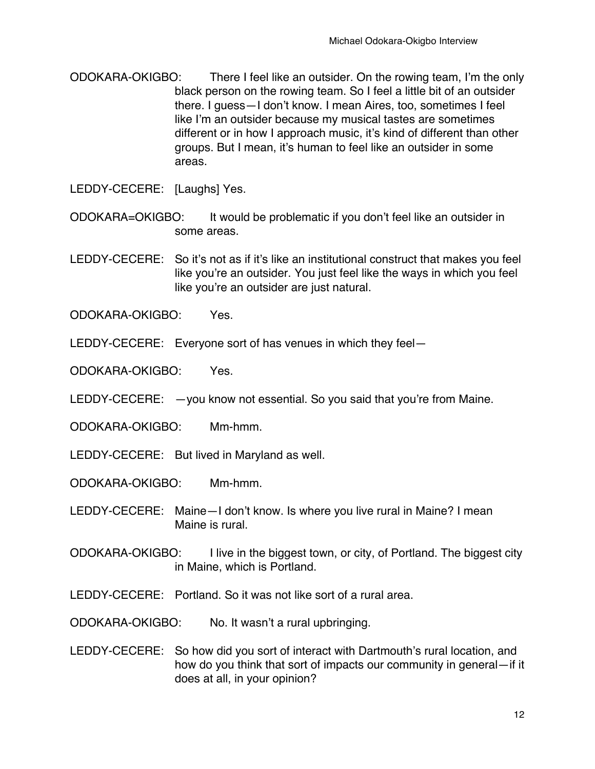ODOKARA-OKIGBO: There I feel like an outsider. On the rowing team, I'm the only black person on the rowing team. So I feel a little bit of an outsider there. I guess—I don't know. I mean Aires, too, sometimes I feel like I'm an outsider because my musical tastes are sometimes different or in how I approach music, it's kind of different than other groups. But I mean, it's human to feel like an outsider in some areas.

LEDDY-CECERE: [Laughs] Yes.

ODOKARA=OKIGBO: It would be problematic if you don't feel like an outsider in some areas.

LEDDY-CECERE: So it's not as if it's like an institutional construct that makes you feel like you're an outsider. You just feel like the ways in which you feel like you're an outsider are just natural.

ODOKARA-OKIGBO: Yes.

LEDDY-CECERE: Everyone sort of has venues in which they feel—

ODOKARA-OKIGBO: Yes.

LEDDY-CECERE: —you know not essential. So you said that you're from Maine.

ODOKARA-OKIGBO: Mm-hmm.

LEDDY-CECERE: But lived in Maryland as well.

ODOKARA-OKIGBO: Mm-hmm.

LEDDY-CECERE: Maine—I don't know. Is where you live rural in Maine? I mean Maine is rural.

ODOKARA-OKIGBO: I live in the biggest town, or city, of Portland. The biggest city in Maine, which is Portland.

LEDDY-CECERE: Portland. So it was not like sort of a rural area.

ODOKARA-OKIGBO: No. It wasn't a rural upbringing.

LEDDY-CECERE: So how did you sort of interact with Dartmouth's rural location, and how do you think that sort of impacts our community in general—if it does at all, in your opinion?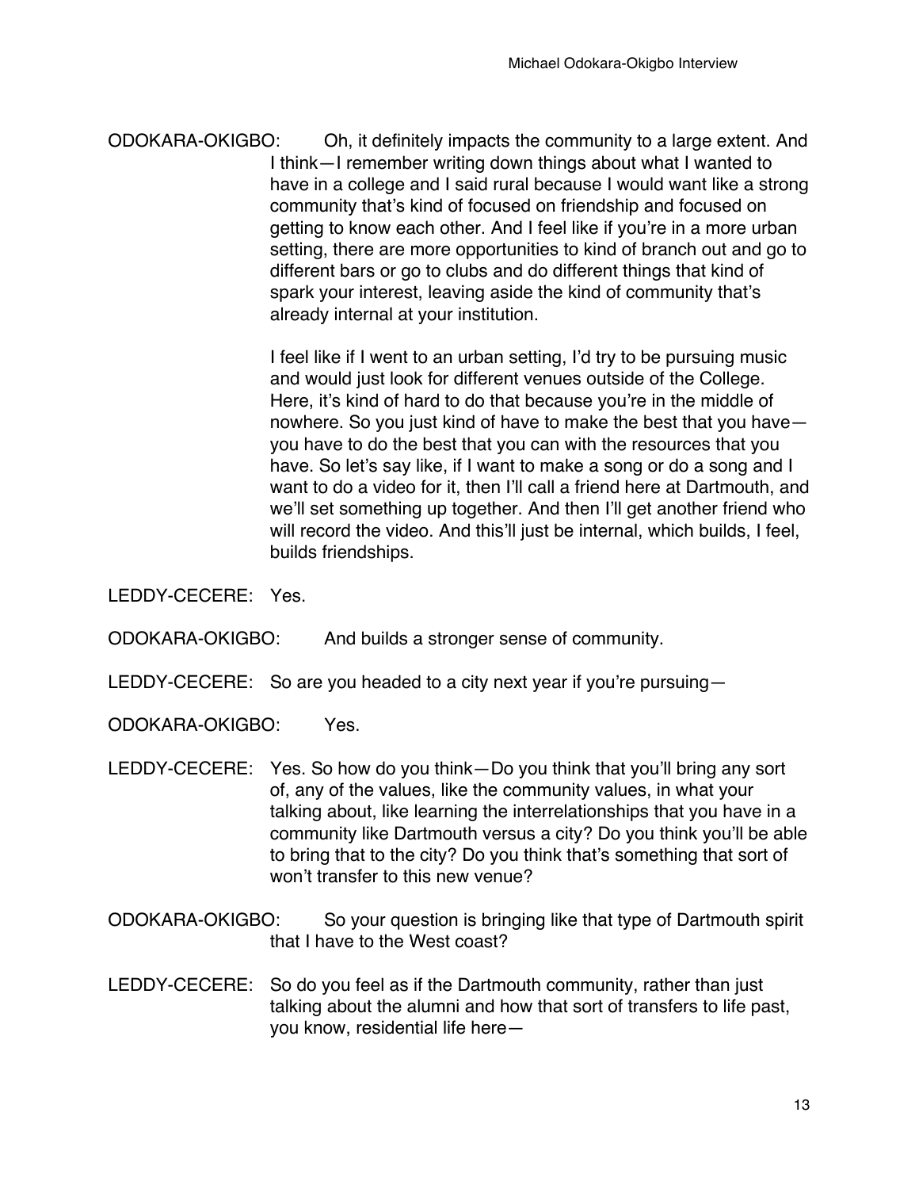ODOKARA-OKIGBO: Oh, it definitely impacts the community to a large extent. And I think—I remember writing down things about what I wanted to have in a college and I said rural because I would want like a strong community that's kind of focused on friendship and focused on getting to know each other. And I feel like if you're in a more urban setting, there are more opportunities to kind of branch out and go to different bars or go to clubs and do different things that kind of spark your interest, leaving aside the kind of community that's already internal at your institution.

I feel like if I went to an urban setting, I'd try to be pursuing music and would just look for different venues outside of the College. Here, it's kind of hard to do that because you're in the middle of nowhere. So you just kind of have to make the best that you have—you have to do the best that you can with the resources that you have. So let's say like, if I want to make a song or do a song and I want to do a video for it, then I'll call a friend here at Dartmouth, and we'll set something up together. And then I'll get another friend who will record the video. And this'll just be internal, which builds, I feel, builds friendships.

LEDDY-CECERE: Yes.

ODOKARA-OKIGBO: And builds a stronger sense of community.

LEDDY-CECERE: So are you headed to a city next year if you're pursuing—

ODOKARA-OKIGBO: Yes.

LEDDY-CECERE: Yes. So how do you think—Do you think that you'll bring any sort of, any of the values, like the community values, in what your talking about, like learning the interrelationships that you have in a community like Dartmouth versus a city? Do you think you'll be able to bring that to the city? Do you think that's something that sort of won't transfer to this new venue?

ODOKARA-OKIGBO: So your question is bringing like that type of Dartmouth spirit that I have to the West coast?

LEDDY-CECERE: So do you feel as if the Dartmouth community, rather than just talking about the alumni and how that sort of transfers to life past, you know, residential life here—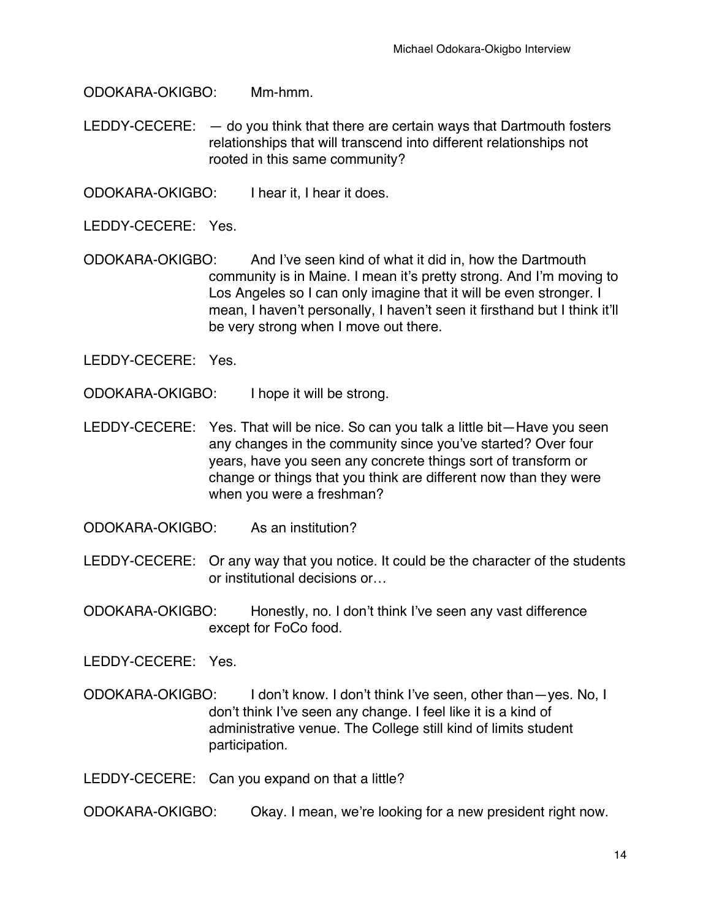ODOKARA-OKIGBO: Mm-hmm.

LEDDY-CECERE: — do you think that there are certain ways that Dartmouth fosters relationships that will transcend into different relationships not rooted in this same community?

ODOKARA-OKIGBO: I hear it, I hear it does.

LEDDY-CECERE: Yes.

ODOKARA-OKIGBO: And I've seen kind of what it did in, how the Dartmouth community is in Maine. I mean it's pretty strong. And I'm moving to Los Angeles so I can only imagine that it will be even stronger. I mean, I haven't personally, I haven't seen it firsthand but I think it'll be very strong when I move out there.

LEDDY-CECERE: Yes.

ODOKARA-OKIGBO: I hope it will be strong.

LEDDY-CECERE: Yes. That will be nice. So can you talk a little bit—Have you seen any changes in the community since you've started? Over four years, have you seen any concrete things sort of transform or change or things that you think are different now than they were when you were a freshman?

ODOKARA-OKIGBO: As an institution?

LEDDY-CECERE: Or any way that you notice. It could be the character of the students or institutional decisions or…

ODOKARA-OKIGBO: Honestly, no. I don't think I've seen any vast difference except for FoCo food.

LEDDY-CECERE: Yes.

ODOKARA-OKIGBO: I don't know. I don't think I've seen, other than—yes. No, I don't think I've seen any change. I feel like it is a kind of administrative venue. The College still kind of limits student participation.

LEDDY-CECERE: Can you expand on that a little?

ODOKARA-OKIGBO: Okay. I mean, we're looking for a new president right now.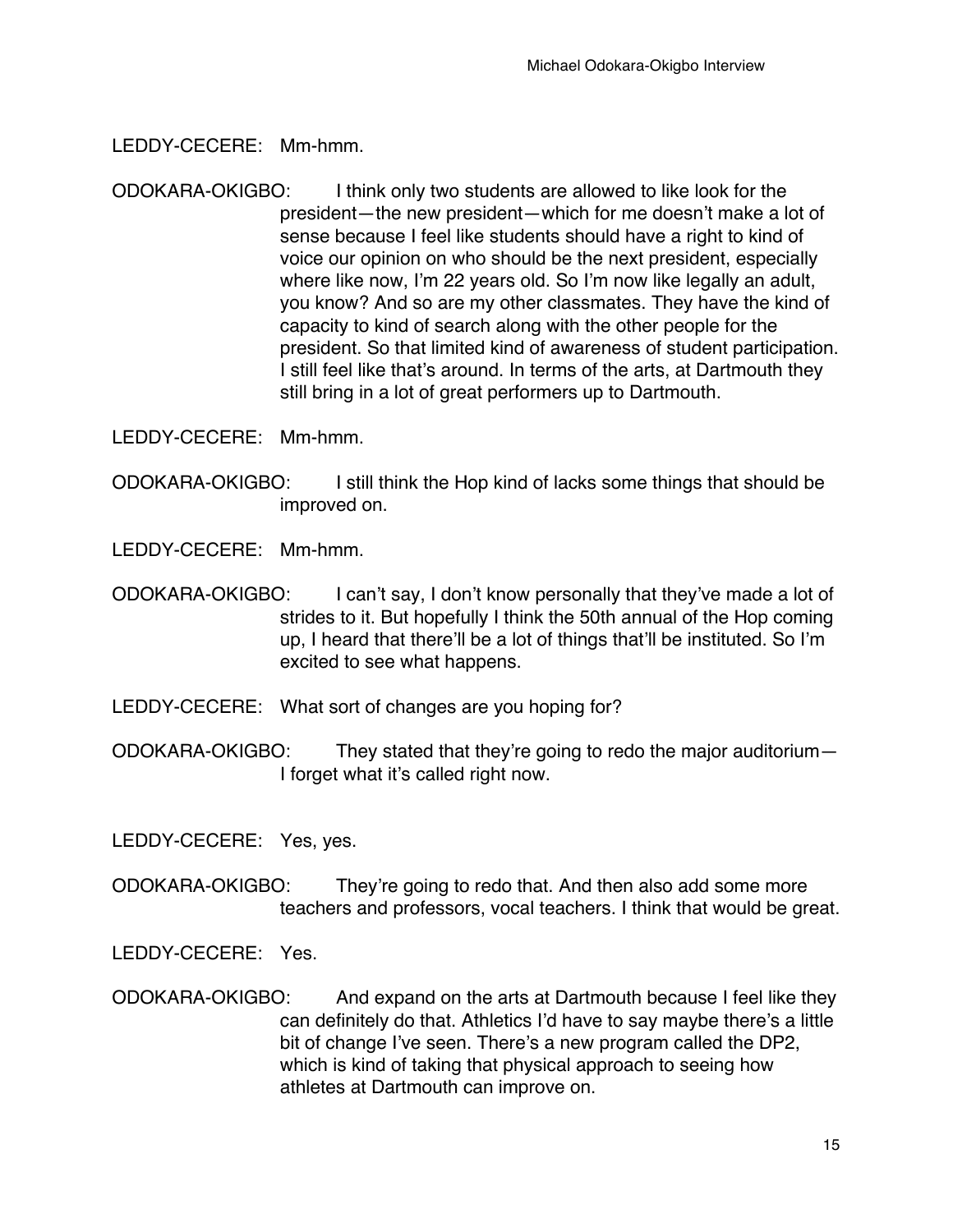LEDDY-CECERE: Mm-hmm.

ODOKARA-OKIGBO: I think only two students are allowed to like look for the president—the new president—which for me doesn't make a lot of sense because I feel like students should have a right to kind of voice our opinion on who should be the next president, especially where like now, I'm 22 years old. So I'm now like legally an adult, you know? And so are my other classmates. They have the kind of capacity to kind of search along with the other people for the president. So that limited kind of awareness of student participation. I still feel like that's around. In terms of the arts, at Dartmouth they still bring in a lot of great performers up to Dartmouth.

LEDDY-CECERE: Mm-hmm.

ODOKARA-OKIGBO: I still think the Hop kind of lacks some things that should be improved on.

LEDDY-CECERE: Mm-hmm.

ODOKARA-OKIGBO: I can't say, I don't know personally that they've made a lot of strides to it. But hopefully I think the 50th annual of the Hop coming up, I heard that there'll be a lot of things that'll be instituted. So I'm excited to see what happens.

LEDDY-CECERE: What sort of changes are you hoping for?

ODOKARA-OKIGBO: They stated that they're going to redo the major auditorium—I forget what it's called right now.

LEDDY-CECERE: Yes, yes.

ODOKARA-OKIGBO: They're going to redo that. And then also add some more teachers and professors, vocal teachers. I think that would be great.

LEDDY-CECERE: Yes.

ODOKARA-OKIGBO: And expand on the arts at Dartmouth because I feel like they can definitely do that. Athletics I'd have to say maybe there's a little bit of change I've seen. There's a new program called the DP2, which is kind of taking that physical approach to seeing how athletes at Dartmouth can improve on.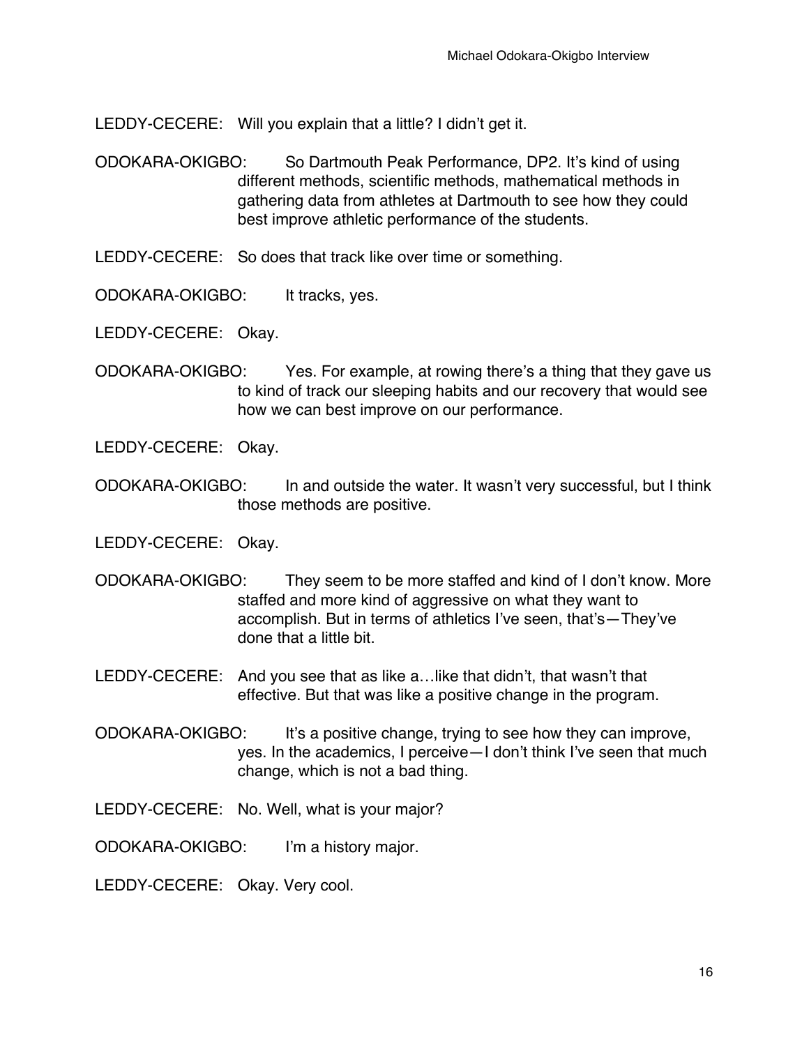LEDDY-CECERE: Will you explain that a little? I didn't get it.

ODOKARA-OKIGBO: So Dartmouth Peak Performance, DP2. It's kind of using different methods, scientific methods, mathematical methods in gathering data from athletes at Dartmouth to see how they could best improve athletic performance of the students.

LEDDY-CECERE: So does that track like over time or something.

ODOKARA-OKIGBO: It tracks, yes.

LEDDY-CECERE: Okay.

ODOKARA-OKIGBO: Yes. For example, at rowing there's a thing that they gave us to kind of track our sleeping habits and our recovery that would see how we can best improve on our performance.

LEDDY-CECERE: Okay.

ODOKARA-OKIGBO: In and outside the water. It wasn't very successful, but I think those methods are positive.

LEDDY-CECERE: Okay.

ODOKARA-OKIGBO: They seem to be more staffed and kind of I don't know. More staffed and more kind of aggressive on what they want to accomplish. But in terms of athletics I've seen, that's—They've done that a little bit.

LEDDY-CECERE: And you see that as like a…like that didn't, that wasn't that effective. But that was like a positive change in the program.

ODOKARA-OKIGBO: It's a positive change, trying to see how they can improve, yes. In the academics, I perceive—I don't think I've seen that much change, which is not a bad thing.

LEDDY-CECERE: No. Well, what is your major?

ODOKARA-OKIGBO: I'm a history major.

LEDDY-CECERE: Okay. Very cool.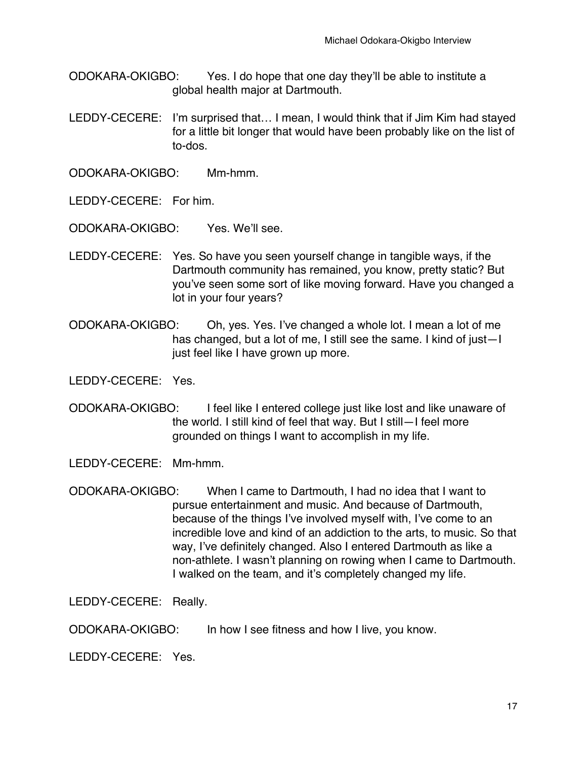ODOKARA-OKIGBO: Yes. I do hope that one day they'll be able to institute a global health major at Dartmouth.

LEDDY-CECERE: I'm surprised that… I mean, I would think that if Jim Kim had stayed for a little bit longer that would have been probably like on the list of to-dos.

ODOKARA-OKIGBO: Mm-hmm.

LEDDY-CECERE: For him.

ODOKARA-OKIGBO: Yes. We'll see.

LEDDY-CECERE: Yes. So have you seen yourself change in tangible ways, if the Dartmouth community has remained, you know, pretty static? But you've seen some sort of like moving forward. Have you changed a lot in your four years?

ODOKARA-OKIGBO: Oh, yes. Yes. I've changed a whole lot. I mean a lot of me has changed, but a lot of me, I still see the same. I kind of just—I just feel like I have grown up more.

LEDDY-CECERE: Yes.

ODOKARA-OKIGBO: I feel like I entered college just like lost and like unaware of the world. I still kind of feel that way. But I still—I feel more grounded on things I want to accomplish in my life.

LEDDY-CECERE: Mm-hmm.

ODOKARA-OKIGBO: When I came to Dartmouth, I had no idea that I want to pursue entertainment and music. And because of Dartmouth, because of the things I've involved myself with, I've come to an incredible love and kind of an addiction to the arts, to music. So that way, I've definitely changed. Also I entered Dartmouth as like a non-athlete. I wasn't planning on rowing when I came to Dartmouth. I walked on the team, and it's completely changed my life.

LEDDY-CECERE: Really.

ODOKARA-OKIGBO: In how I see fitness and how I live, you know.

LEDDY-CECERE: Yes.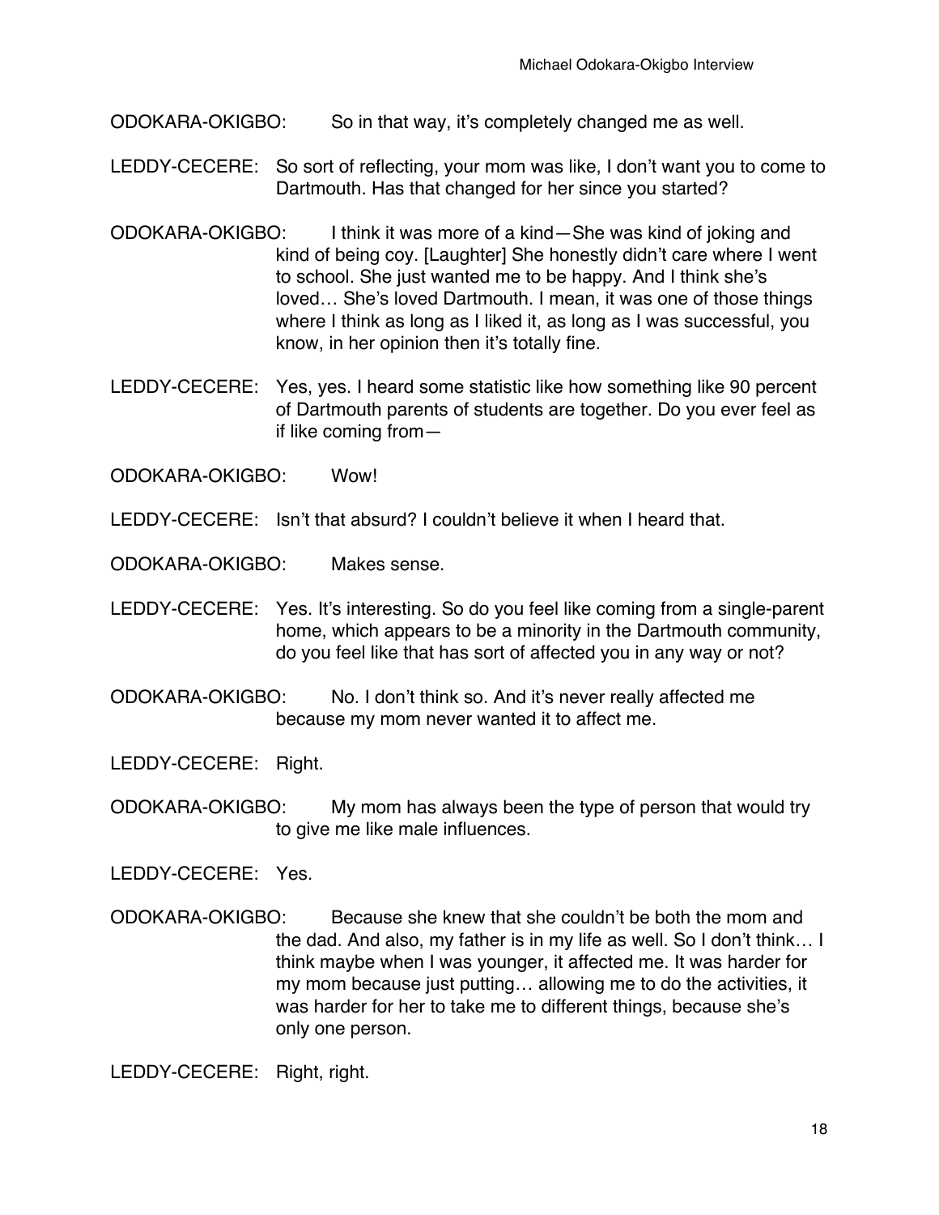ODOKARA-OKIGBO: So in that way, it's completely changed me as well.

LEDDY-CECERE: So sort of reflecting, your mom was like, I don't want you to come to Dartmouth. Has that changed for her since you started?

ODOKARA-OKIGBO: I think it was more of a kind—She was kind of joking and kind of being coy. [Laughter] She honestly didn't care where I went to school. She just wanted me to be happy. And I think she's loved… She's loved Dartmouth. I mean, it was one of those things where I think as long as I liked it, as long as I was successful, you know, in her opinion then it's totally fine.

LEDDY-CECERE: Yes, yes. I heard some statistic like how something like 90 percent of Dartmouth parents of students are together. Do you ever feel as if like coming from—

ODOKARA-OKIGBO: Wow!

LEDDY-CECERE: Isn't that absurd? I couldn't believe it when I heard that.

ODOKARA-OKIGBO: Makes sense.

LEDDY-CECERE: Yes. It's interesting. So do you feel like coming from a single-parent home, which appears to be a minority in the Dartmouth community, do you feel like that has sort of affected you in any way or not?

ODOKARA-OKIGBO: No. I don't think so. And it's never really affected me because my mom never wanted it to affect me.

LEDDY-CECERE: Right.

ODOKARA-OKIGBO: My mom has always been the type of person that would try to give me like male influences.

LEDDY-CECERE: Yes.

ODOKARA-OKIGBO: Because she knew that she couldn't be both the mom and the dad. And also, my father is in my life as well. So I don't think… I think maybe when I was younger, it affected me. It was harder for my mom because just putting… allowing me to do the activities, it was harder for her to take me to different things, because she's only one person.

LEDDY-CECERE: Right, right.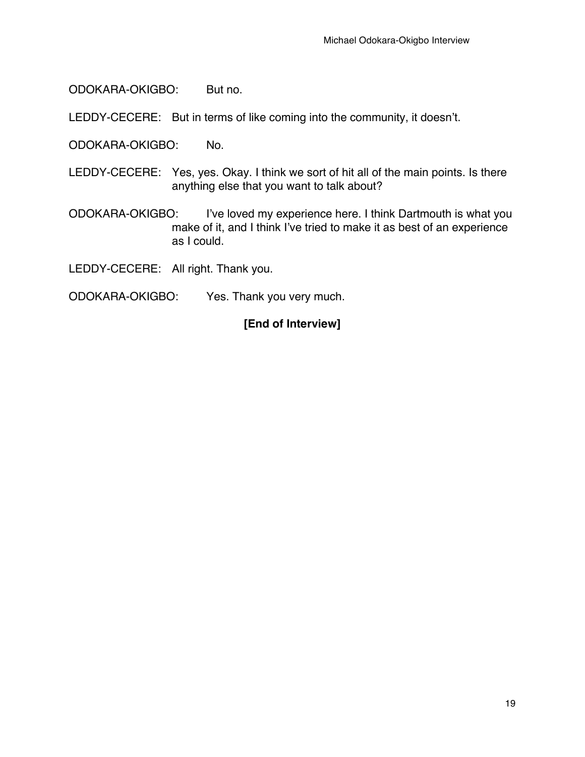ODOKARA-OKIGBO: But no.

LEDDY-CECERE: But in terms of like coming into the community, it doesn't.

ODOKARA-OKIGBO: No.

LEDDY-CECERE: Yes, yes. Okay. I think we sort of hit all of the main points. Is there anything else that you want to talk about?

ODOKARA-OKIGBO: I've loved my experience here. I think Dartmouth is what you make of it, and I think I've tried to make it as best of an experience as I could.

LEDDY-CECERE: All right. Thank you.

ODOKARA-OKIGBO: Yes. Thank you very much.

**[End of Interview]**